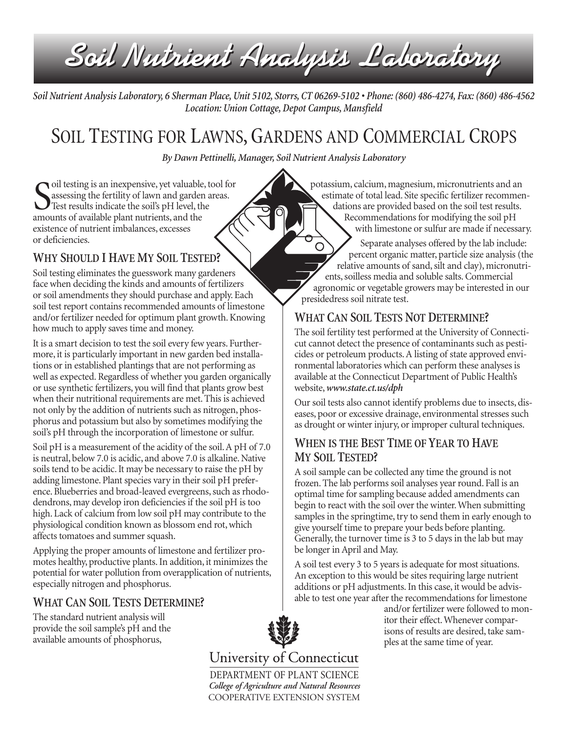# Soil Nutrient Analysis Laboratory

*Soil Nutrient Analysis Laboratory, 6 Sherman Place, Unit 5102, Storrs, CT 06269-5102 • Phone: (860) 486-4274, Fax: (860) 486-4562*
*Location: Union Cottage, Depot Campus, Mansfield*

## Soil Testing for Lawns, Gardens and Commercial Crops

*By Dawn Pettinelli, Manager, Soil Nutrient Analysis Laboratory*

Soil testing is an inexpensive, yet valuable, tool for assessing the fertility of lawn and garden areas. Test results indicate the soil's pH level, the amounts of available plant nutrients, and the existence of nutrient imbalances, excesses or deficiencies.

### Why Should I Have My Soil Tested?

Soil testing eliminates the guesswork many gardeners face when deciding the kinds and amounts of fertilizers or soil amendments they should purchase and apply. Each soil test report contains recommended amounts of limestone and/or fertilizer needed for optimum plant growth. Knowing how much to apply saves time and money.

It is a smart decision to test the soil every few years. Furthermore, it is particularly important in new garden bed installations or in established plantings that are not performing as well as expected. Regardless of whether you garden organically or use synthetic fertilizers, you will find that plants grow best when their nutritional requirements are met. This is achieved not only by the addition of nutrients such as nitrogen, phosphorus and potassium but also by sometimes modifying the soil's pH through the incorporation of limestone or sulfur.

Soil pH is a measurement of the acidity of the soil. A pH of 7.0 is neutral, below 7.0 is acidic, and above 7.0 is alkaline. Native soils tend to be acidic. It may be necessary to raise the pH by adding limestone. Plant species vary in their soil pH preference. Blueberries and broad-leaved evergreens, such as rhododendrons, may develop iron deficiencies if the soil pH is too high. Lack of calcium from low soil pH may contribute to the physiological condition known as blossom end rot, which affects tomatoes and summer squash.

Applying the proper amounts of limestone and fertilizer promotes healthy, productive plants. In addition, it minimizes the potential for water pollution from overapplication of nutrients, especially nitrogen and phosphorus.

### What Can Soil Tests Determine?

The standard nutrient analysis will provide the soil sample's pH and the available amounts of phosphorus, potassium, calcium, magnesium, micronutrients and an estimate of total lead. Site specific fertilizer recommendations are provided based on the soil test results. Recommendations for modifying the soil pH with limestone or sulfur are made if necessary.

Separate analyses offered by the lab include: percent organic matter, particle size analysis (the relative amounts of sand, silt and clay), micronutrients, soilless media and soluble salts. Commercial agronomic or vegetable growers may be interested in our presidedress soil nitrate test.

### What Can Soil Tests Not Determine?

The soil fertility test performed at the University of Connecticut cannot detect the presence of contaminants such as pesticides or petroleum products. A listing of state approved environmental laboratories which can perform these analyses is available at the Connecticut Department of Public Health's website, ***www.state.ct.us/dph***

Our soil tests also cannot identify problems due to insects, diseases, poor or excessive drainage, environmental stresses such as drought or winter injury, or improper cultural techniques.

### When is the Best Time of Year to Have My Soil Tested?

A soil sample can be collected any time the ground is not frozen. The lab performs soil analyses year round. Fall is an optimal time for sampling because added amendments can begin to react with the soil over the winter. When submitting samples in the springtime, try to send them in early enough to give yourself time to prepare your beds before planting. Generally, the turnover time is 3 to 5 days in the lab but may be longer in April and May.

A soil test every 3 to 5 years is adequate for most situations. An exception to this would be sites requiring large nutrient additions or pH adjustments. In this case, it would be advisable to test one year after the recommendations for limestone and/or fertilizer were followed to monitor their effect. Whenever comparisons of results are desired, take samples at the same time of year.

University of Connecticut
DEPARTMENT OF PLANT SCIENCE
*College of Agriculture and Natural Resources*
COOPERATIVE EXTENSION SYSTEM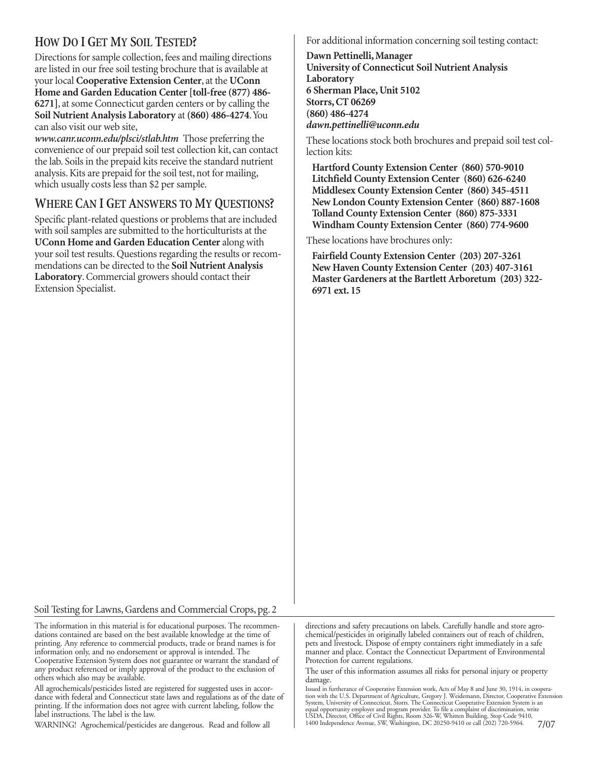## HOW DO I GET MY SOIL TESTED?

Directions for sample collection, fees and mailing directions are listed in our free soil testing brochure that is available at your local **Cooperative Extension Center**, at the **UConn Home and Garden Education Center [toll-free (877) 486-6271]**, at some Connecticut garden centers or by calling the **Soil Nutrient Analysis Laboratory** at **(860) 486-4274**. You can also visit our web site, ***www.canr.uconn.edu/plsci/stlab.htm*** Those preferring the convenience of our prepaid soil test collection kit, can contact the lab. Soils in the prepaid kits receive the standard nutrient analysis. Kits are prepaid for the soil test, not for mailing, which usually costs less than $2 per sample.

## WHERE CAN I GET ANSWERS TO MY QUESTIONS?

Specific plant-related questions or problems that are included with soil samples are submitted to the horticulturists at the **UConn Home and Garden Education Center** along with your soil test results. Questions regarding the results or recommendations can be directed to the **Soil Nutrient Analysis Laboratory**. Commercial growers should contact their Extension Specialist.

For additional information concerning soil testing contact:

**Dawn Pettinelli, Manager**
**University of Connecticut Soil Nutrient Analysis Laboratory**
**6 Sherman Place, Unit 5102**
**Storrs, CT 06269**
**(860) 486-4274**
***dawn.pettinelli@uconn.edu***

These locations stock both brochures and prepaid soil test collection kits:

**Hartford County Extension Center (860) 570-9010**
**Litchfield County Extension Center (860) 626-6240**
**Middlesex County Extension Center (860) 345-4511**
**New London County Extension Center (860) 887-1608**
**Tolland County Extension Center (860) 875-3331**
**Windham County Extension Center (860) 774-9600**

These locations have brochures only:

**Fairfield County Extension Center (203) 207-3261**
**New Haven County Extension Center (203) 407-3161**
**Master Gardeners at the Bartlett Arboretum (203) 322-6971 ext. 15**

Soil Testing for Lawns, Gardens and Commercial Crops, pg. 2

The information in this material is for educational purposes. The recommendations contained are based on the best available knowledge at the time of printing. Any reference to commercial products, trade or brand names is for information only, and no endorsement or approval is intended. The Cooperative Extension System does not guarantee or warrant the standard of any product referenced or imply approval of the product to the exclusion of others which also may be available.

All agrochemicals/pesticides listed are registered for suggested uses in accordance with federal and Connecticut state laws and regulations as of the date of printing. If the information does not agree with current labeling, follow the label instructions. The label is the law.

WARNING! Agrochemical/pesticides are dangerous. Read and follow all directions and safety precautions on labels. Carefully handle and store agrochemical/pesticides in originally labeled containers out of reach of children, pets and livestock. Dispose of empty containers right immediately in a safe manner and place. Contact the Connecticut Department of Environmental Protection for current regulations.

The user of this information assumes all risks for personal injury or property damage.

Issued in furtherance of Cooperative Extension work, Acts of May 8 and June 30, 1914, in cooperation with the U.S. Department of Agriculture, Gregory J. Weidemann, Director, Cooperative Extension System, University of Connecticut, Storrs. The Connecticut Cooperative Extension System is an equal opportunity employer and program provider. To file a complaint of discrimination, write USDA, Director, Office of Civil Rights, Room 326-W, Whitten Building, Stop Code 9410, 1400 Independence Avenue, SW, Washington, DC 20250-9410 or call (202) 720-5964.

7/07